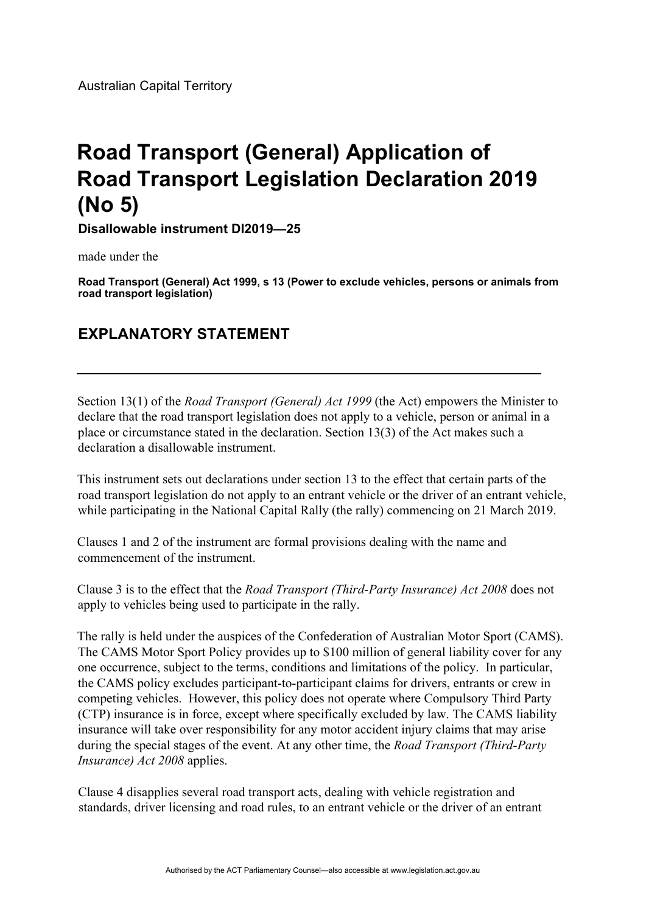Australian Capital Territory

# Road Transport (General) Application of Road Transport Legislation Declaration 2019 (No 5)

**Disallowable instrument DI2019—25**

made under the

**Road Transport (General) Act 1999, s 13 (Power to exclude vehicles, persons or animals from road transport legislation)**

## EXPLANATORY STATEMENT

---

Section 13(1) of the *Road Transport (General) Act 1999* (the Act) empowers the Minister to declare that the road transport legislation does not apply to a vehicle, person or animal in a place or circumstance stated in the declaration. Section 13(3) of the Act makes such a declaration a disallowable instrument.

This instrument sets out declarations under section 13 to the effect that certain parts of the road transport legislation do not apply to an entrant vehicle or the driver of an entrant vehicle, while participating in the National Capital Rally (the rally) commencing on 21 March 2019.

Clauses 1 and 2 of the instrument are formal provisions dealing with the name and commencement of the instrument.

Clause 3 is to the effect that the *Road Transport (Third-Party Insurance) Act 2008* does not apply to vehicles being used to participate in the rally.

The rally is held under the auspices of the Confederation of Australian Motor Sport (CAMS). The CAMS Motor Sport Policy provides up to $100 million of general liability cover for any one occurrence, subject to the terms, conditions and limitations of the policy. In particular, the CAMS policy excludes participant-to-participant claims for drivers, entrants or crew in competing vehicles. However, this policy does not operate where Compulsory Third Party (CTP) insurance is in force, except where specifically excluded by law. The CAMS liability insurance will take over responsibility for any motor accident injury claims that may arise during the special stages of the event. At any other time, the *Road Transport (Third-Party Insurance) Act 2008* applies.

Clause 4 disapplies several road transport acts, dealing with vehicle registration and standards, driver licensing and road rules, to an entrant vehicle or the driver of an entrant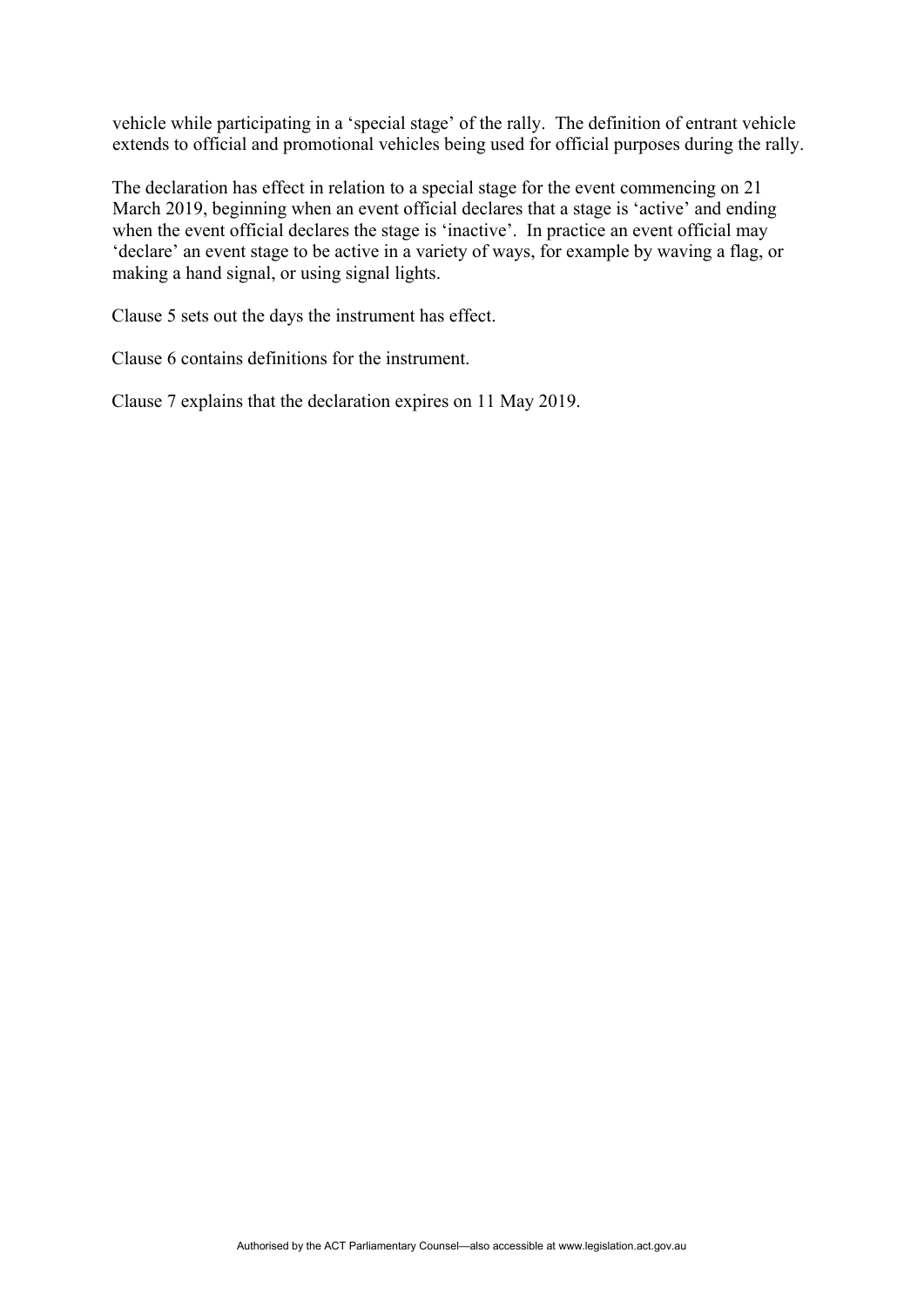vehicle while participating in a 'special stage' of the rally. The definition of entrant vehicle extends to official and promotional vehicles being used for official purposes during the rally.

The declaration has effect in relation to a special stage for the event commencing on 21 March 2019, beginning when an event official declares that a stage is 'active' and ending when the event official declares the stage is 'inactive'. In practice an event official may 'declare' an event stage to be active in a variety of ways, for example by waving a flag, or making a hand signal, or using signal lights.

Clause 5 sets out the days the instrument has effect.

Clause 6 contains definitions for the instrument.

Clause 7 explains that the declaration expires on 11 May 2019.